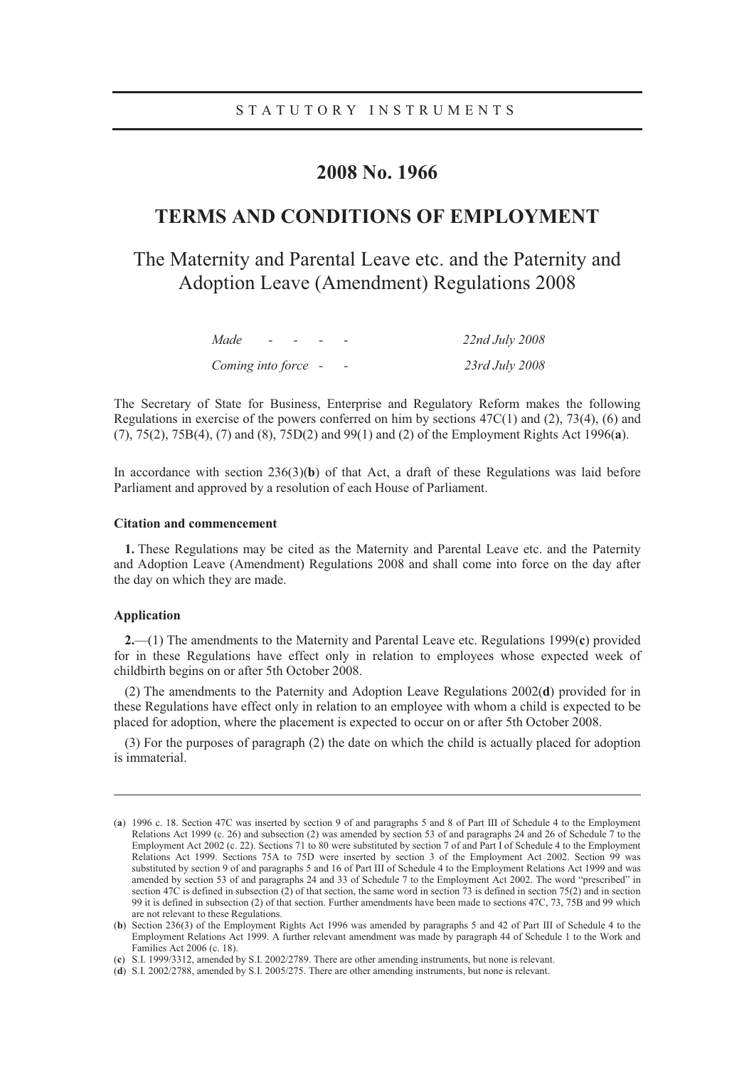STATUTORY INSTRUMENTS

# 2008 No. 1966

# TERMS AND CONDITIONS OF EMPLOYMENT

## The Maternity and Parental Leave etc. and the Paternity and Adoption Leave (Amendment) Regulations 2008

| | |
|---|---|
| *Made - - - - -* | *22nd July 2008* |
| *Coming into force - -* | *23rd July 2008* |

The Secretary of State for Business, Enterprise and Regulatory Reform makes the following Regulations in exercise of the powers conferred on him by sections 47C(1) and (2), 73(4), (6) and (7), 75(2), 75B(4), (7) and (8), 75D(2) and 99(1) and (2) of the Employment Rights Act 1996(**a**).

In accordance with section 236(3)(**b**) of that Act, a draft of these Regulations was laid before Parliament and approved by a resolution of each House of Parliament.

#### Citation and commencement

**1.** These Regulations may be cited as the Maternity and Parental Leave etc. and the Paternity and Adoption Leave (Amendment) Regulations 2008 and shall come into force on the day after the day on which they are made.

#### Application

**2.**—(1) The amendments to the Maternity and Parental Leave etc. Regulations 1999(**c**) provided for in these Regulations have effect only in relation to employees whose expected week of childbirth begins on or after 5th October 2008.

(2) The amendments to the Paternity and Adoption Leave Regulations 2002(**d**) provided for in these Regulations have effect only in relation to an employee with whom a child is expected to be placed for adoption, where the placement is expected to occur on or after 5th October 2008.

(3) For the purposes of paragraph (2) the date on which the child is actually placed for adoption is immaterial.

---

(**a**) 1996 c. 18. Section 47C was inserted by section 9 of and paragraphs 5 and 8 of Part III of Schedule 4 to the Employment Relations Act 1999 (c. 26) and subsection (2) was amended by section 53 of and paragraphs 24 and 26 of Schedule 7 to the Employment Act 2002 (c. 22). Sections 71 to 80 were substituted by section 7 of and Part I of Schedule 4 to the Employment Relations Act 1999. Sections 75A to 75D were inserted by section 3 of the Employment Act 2002. Section 99 was substituted by section 9 of and paragraphs 5 and 16 of Part III of Schedule 4 to the Employment Relations Act 1999 and was amended by section 53 of and paragraphs 24 and 33 of Schedule 7 to the Employment Act 2002. The word "prescribed" in section 47C is defined in subsection (2) of that section, the same word in section 73 is defined in section 75(2) and in section 99 it is defined in subsection (2) of that section. Further amendments have been made to sections 47C, 73, 75B and 99 which are not relevant to these Regulations.

(**b**) Section 236(3) of the Employment Rights Act 1996 was amended by paragraphs 5 and 42 of Part III of Schedule 4 to the Employment Relations Act 1999. A further relevant amendment was made by paragraph 44 of Schedule 1 to the Work and Families Act 2006 (c. 18).

(**c**) S.I. 1999/3312, amended by S.I. 2002/2789. There are other amending instruments, but none is relevant.

(**d**) S.I. 2002/2788, amended by S.I. 2005/275. There are other amending instruments, but none is relevant.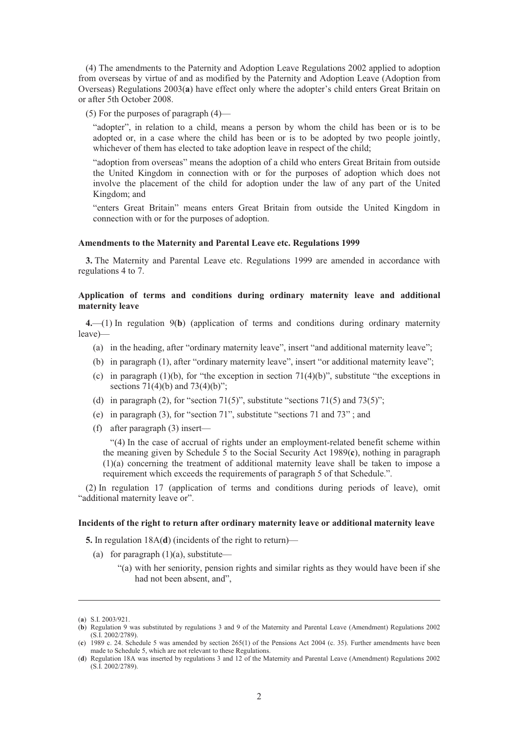(4) The amendments to the Paternity and Adoption Leave Regulations 2002 applied to adoption from overseas by virtue of and as modified by the Paternity and Adoption Leave (Adoption from Overseas) Regulations 2003(**a**) have effect only where the adopter's child enters Great Britain on or after 5th October 2008.

(5) For the purposes of paragraph (4)—

"adopter", in relation to a child, means a person by whom the child has been or is to be adopted or, in a case where the child has been or is to be adopted by two people jointly, whichever of them has elected to take adoption leave in respect of the child;

"adoption from overseas" means the adoption of a child who enters Great Britain from outside the United Kingdom in connection with or for the purposes of adoption which does not involve the placement of the child for adoption under the law of any part of the United Kingdom; and

"enters Great Britain" means enters Great Britain from outside the United Kingdom in connection with or for the purposes of adoption.

**Amendments to the Maternity and Parental Leave etc. Regulations 1999**

**3.** The Maternity and Parental Leave etc. Regulations 1999 are amended in accordance with regulations 4 to 7.

**Application of terms and conditions during ordinary maternity leave and additional maternity leave**

**4.**—(1) In regulation 9(**b**) (application of terms and conditions during ordinary maternity leave)—

(a) in the heading, after "ordinary maternity leave", insert "and additional maternity leave";

(b) in paragraph (1), after "ordinary maternity leave", insert "or additional maternity leave";

(c) in paragraph (1)(b), for "the exception in section 71(4)(b)", substitute "the exceptions in sections 71(4)(b) and 73(4)(b)";

(d) in paragraph (2), for "section 71(5)", substitute "sections 71(5) and 73(5)";

(e) in paragraph (3), for "section 71", substitute "sections 71 and 73" ; and

(f) after paragraph (3) insert—

"(4) In the case of accrual of rights under an employment-related benefit scheme within the meaning given by Schedule 5 to the Social Security Act 1989(**c**), nothing in paragraph (1)(a) concerning the treatment of additional maternity leave shall be taken to impose a requirement which exceeds the requirements of paragraph 5 of that Schedule.".

(2) In regulation 17 (application of terms and conditions during periods of leave), omit "additional maternity leave or".

**Incidents of the right to return after ordinary maternity leave or additional maternity leave**

**5.** In regulation 18A(**d**) (incidents of the right to return)—

(a) for paragraph (1)(a), substitute—

"(a) with her seniority, pension rights and similar rights as they would have been if she had not been absent, and",

---

(**a**) S.I. 2003/921.

(**b**) Regulation 9 was substituted by regulations 3 and 9 of the Maternity and Parental Leave (Amendment) Regulations 2002 (S.I. 2002/2789).

(**c**) 1989 c. 24. Schedule 5 was amended by section 265(1) of the Pensions Act 2004 (c. 35). Further amendments have been made to Schedule 5, which are not relevant to these Regulations.

(**d**) Regulation 18A was inserted by regulations 3 and 12 of the Maternity and Parental Leave (Amendment) Regulations 2002 (S.I. 2002/2789).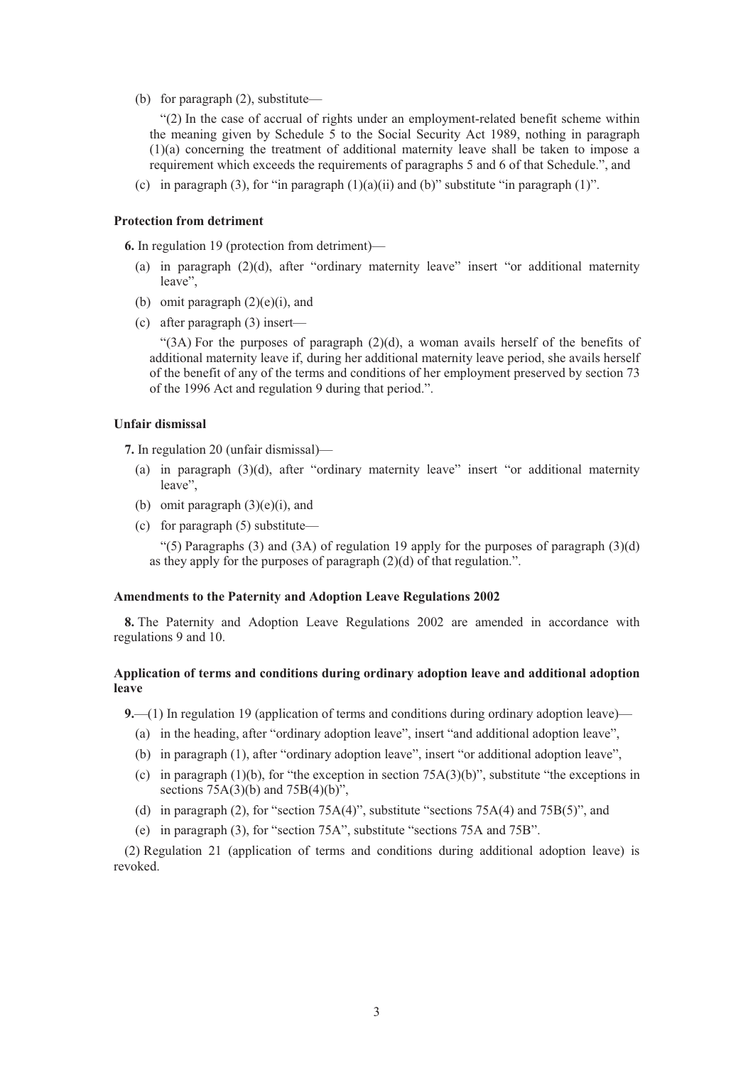(b) for paragraph (2), substitute—

"(2) In the case of accrual of rights under an employment-related benefit scheme within the meaning given by Schedule 5 to the Social Security Act 1989, nothing in paragraph (1)(a) concerning the treatment of additional maternity leave shall be taken to impose a requirement which exceeds the requirements of paragraphs 5 and 6 of that Schedule.", and

(c) in paragraph (3), for "in paragraph (1)(a)(ii) and (b)" substitute "in paragraph (1)".

**Protection from detriment**

**6.** In regulation 19 (protection from detriment)—

(a) in paragraph (2)(d), after "ordinary maternity leave" insert "or additional maternity leave",

(b) omit paragraph (2)(e)(i), and

(c) after paragraph (3) insert—

"(3A) For the purposes of paragraph (2)(d), a woman avails herself of the benefits of additional maternity leave if, during her additional maternity leave period, she avails herself of the benefit of any of the terms and conditions of her employment preserved by section 73 of the 1996 Act and regulation 9 during that period.".

**Unfair dismissal**

**7.** In regulation 20 (unfair dismissal)—

(a) in paragraph (3)(d), after "ordinary maternity leave" insert "or additional maternity leave",

(b) omit paragraph (3)(e)(i), and

(c) for paragraph (5) substitute—

"(5) Paragraphs (3) and (3A) of regulation 19 apply for the purposes of paragraph (3)(d) as they apply for the purposes of paragraph (2)(d) of that regulation.".

**Amendments to the Paternity and Adoption Leave Regulations 2002**

**8.** The Paternity and Adoption Leave Regulations 2002 are amended in accordance with regulations 9 and 10.

**Application of terms and conditions during ordinary adoption leave and additional adoption leave**

**9.**—(1) In regulation 19 (application of terms and conditions during ordinary adoption leave)—

(a) in the heading, after "ordinary adoption leave", insert "and additional adoption leave",

(b) in paragraph (1), after "ordinary adoption leave", insert "or additional adoption leave",

(c) in paragraph (1)(b), for "the exception in section 75A(3)(b)", substitute "the exceptions in sections 75A(3)(b) and 75B(4)(b)",

(d) in paragraph (2), for "section 75A(4)", substitute "sections 75A(4) and 75B(5)", and

(e) in paragraph (3), for "section 75A", substitute "sections 75A and 75B".

(2) Regulation 21 (application of terms and conditions during additional adoption leave) is revoked.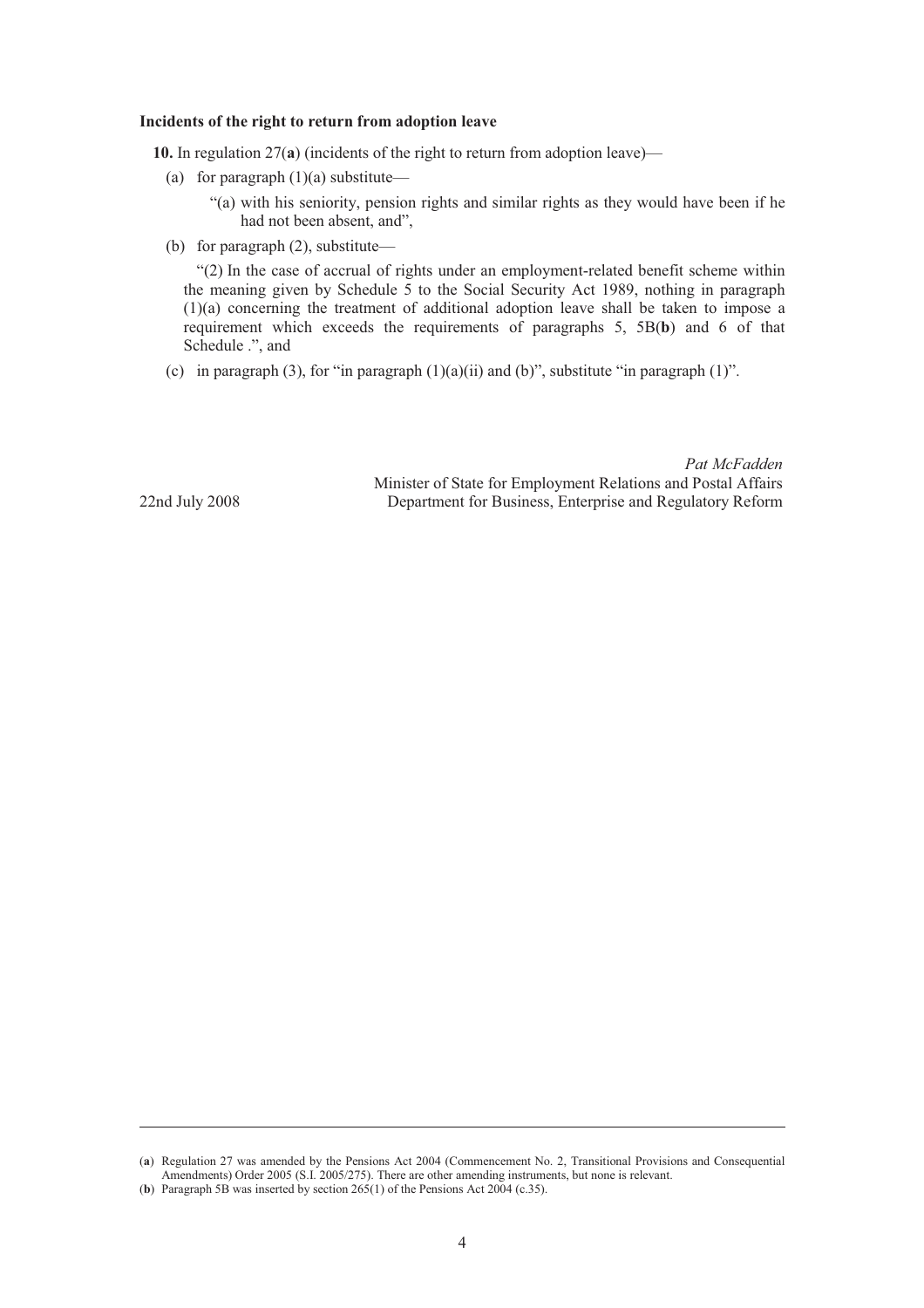**Incidents of the right to return from adoption leave**

**10.** In regulation 27(**a**) (incidents of the right to return from adoption leave)—

(a) for paragraph (1)(a) substitute—

"(a) with his seniority, pension rights and similar rights as they would have been if he had not been absent, and",

(b) for paragraph (2), substitute—

"(2) In the case of accrual of rights under an employment-related benefit scheme within the meaning given by Schedule 5 to the Social Security Act 1989, nothing in paragraph (1)(a) concerning the treatment of additional adoption leave shall be taken to impose a requirement which exceeds the requirements of paragraphs 5, 5B(**b**) and 6 of that Schedule .", and

(c) in paragraph (3), for "in paragraph (1)(a)(ii) and (b)", substitute "in paragraph (1)".

22nd July 2008

*Pat McFadden*
Minister of State for Employment Relations and Postal Affairs
Department for Business, Enterprise and Regulatory Reform

---

(**a**) Regulation 27 was amended by the Pensions Act 2004 (Commencement No. 2, Transitional Provisions and Consequential Amendments) Order 2005 (S.I. 2005/275). There are other amending instruments, but none is relevant.

(**b**) Paragraph 5B was inserted by section 265(1) of the Pensions Act 2004 (c.35).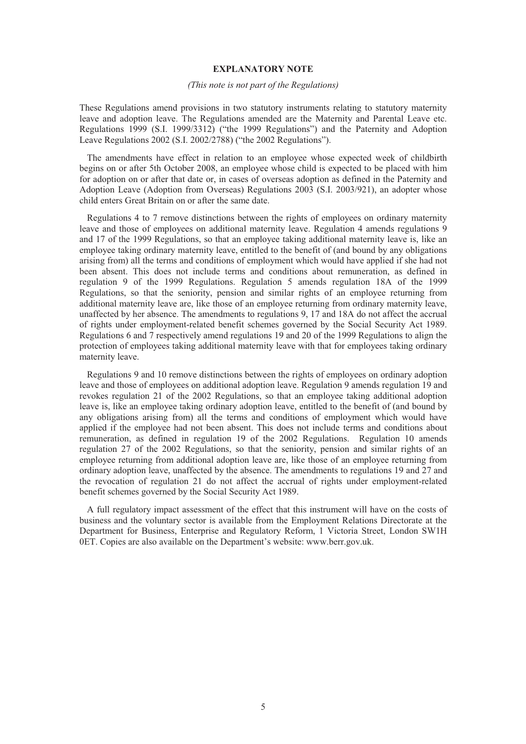**EXPLANATORY NOTE**

*(This note is not part of the Regulations)*

These Regulations amend provisions in two statutory instruments relating to statutory maternity leave and adoption leave. The Regulations amended are the Maternity and Parental Leave etc. Regulations 1999 (S.I. 1999/3312) ("the 1999 Regulations") and the Paternity and Adoption Leave Regulations 2002 (S.I. 2002/2788) ("the 2002 Regulations").

The amendments have effect in relation to an employee whose expected week of childbirth begins on or after 5th October 2008, an employee whose child is expected to be placed with him for adoption on or after that date or, in cases of overseas adoption as defined in the Paternity and Adoption Leave (Adoption from Overseas) Regulations 2003 (S.I. 2003/921), an adopter whose child enters Great Britain on or after the same date.

Regulations 4 to 7 remove distinctions between the rights of employees on ordinary maternity leave and those of employees on additional maternity leave. Regulation 4 amends regulations 9 and 17 of the 1999 Regulations, so that an employee taking additional maternity leave is, like an employee taking ordinary maternity leave, entitled to the benefit of (and bound by any obligations arising from) all the terms and conditions of employment which would have applied if she had not been absent. This does not include terms and conditions about remuneration, as defined in regulation 9 of the 1999 Regulations. Regulation 5 amends regulation 18A of the 1999 Regulations, so that the seniority, pension and similar rights of an employee returning from additional maternity leave are, like those of an employee returning from ordinary maternity leave, unaffected by her absence. The amendments to regulations 9, 17 and 18A do not affect the accrual of rights under employment-related benefit schemes governed by the Social Security Act 1989. Regulations 6 and 7 respectively amend regulations 19 and 20 of the 1999 Regulations to align the protection of employees taking additional maternity leave with that for employees taking ordinary maternity leave.

Regulations 9 and 10 remove distinctions between the rights of employees on ordinary adoption leave and those of employees on additional adoption leave. Regulation 9 amends regulation 19 and revokes regulation 21 of the 2002 Regulations, so that an employee taking additional adoption leave is, like an employee taking ordinary adoption leave, entitled to the benefit of (and bound by any obligations arising from) all the terms and conditions of employment which would have applied if the employee had not been absent. This does not include terms and conditions about remuneration, as defined in regulation 19 of the 2002 Regulations. Regulation 10 amends regulation 27 of the 2002 Regulations, so that the seniority, pension and similar rights of an employee returning from additional adoption leave are, like those of an employee returning from ordinary adoption leave, unaffected by the absence. The amendments to regulations 19 and 27 and the revocation of regulation 21 do not affect the accrual of rights under employment-related benefit schemes governed by the Social Security Act 1989.

A full regulatory impact assessment of the effect that this instrument will have on the costs of business and the voluntary sector is available from the Employment Relations Directorate at the Department for Business, Enterprise and Regulatory Reform, 1 Victoria Street, London SW1H 0ET. Copies are also available on the Department's website: www.berr.gov.uk.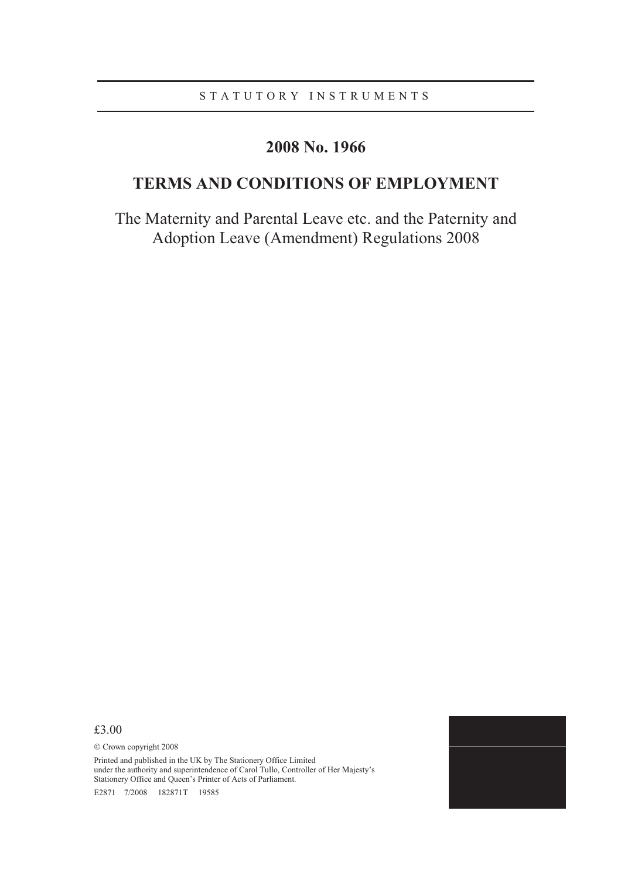STATUTORY INSTRUMENTS

# 2008 No. 1966

## TERMS AND CONDITIONS OF EMPLOYMENT

The Maternity and Parental Leave etc. and the Paternity and Adoption Leave (Amendment) Regulations 2008

£3.00

© Crown copyright 2008

Printed and published in the UK by The Stationery Office Limited under the authority and superintendence of Carol Tullo, Controller of Her Majesty's Stationery Office and Queen's Printer of Acts of Parliament.

E2871 7/2008 182871T 19585